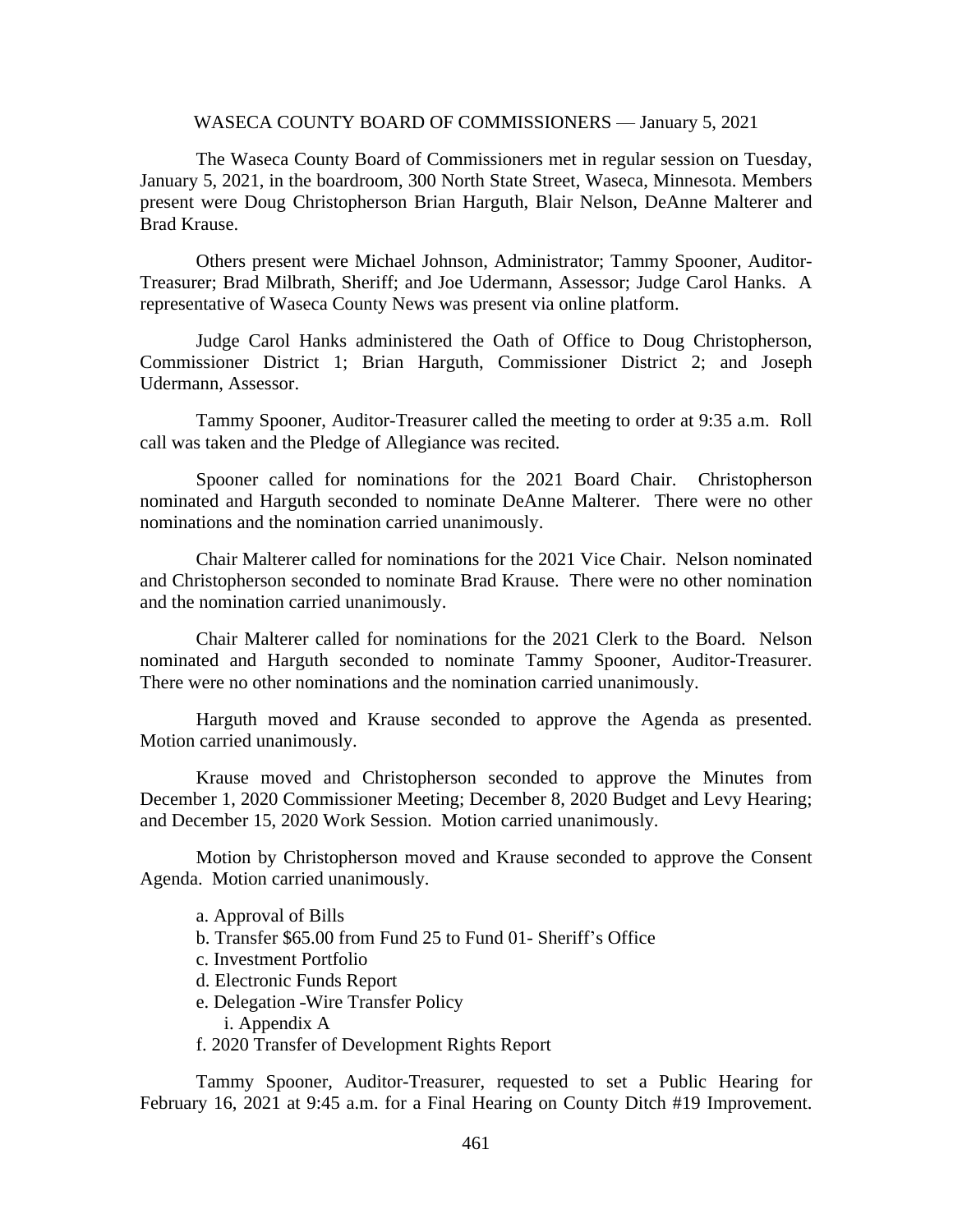WASECA COUNTY BOARD OF COMMISSIONERS — January 5, 2021

The Waseca County Board of Commissioners met in regular session on Tuesday, January 5, 2021, in the boardroom, 300 North State Street, Waseca, Minnesota. Members present were Doug Christopherson Brian Harguth, Blair Nelson, DeAnne Malterer and Brad Krause.

Others present were Michael Johnson, Administrator; Tammy Spooner, Auditor-Treasurer; Brad Milbrath, Sheriff; and Joe Udermann, Assessor; Judge Carol Hanks. A representative of Waseca County News was present via online platform.

Judge Carol Hanks administered the Oath of Office to Doug Christopherson, Commissioner District 1; Brian Harguth, Commissioner District 2; and Joseph Udermann, Assessor.

Tammy Spooner, Auditor-Treasurer called the meeting to order at 9:35 a.m. Roll call was taken and the Pledge of Allegiance was recited.

Spooner called for nominations for the 2021 Board Chair. Christopherson nominated and Harguth seconded to nominate DeAnne Malterer. There were no other nominations and the nomination carried unanimously.

Chair Malterer called for nominations for the 2021 Vice Chair. Nelson nominated and Christopherson seconded to nominate Brad Krause. There were no other nomination and the nomination carried unanimously.

Chair Malterer called for nominations for the 2021 Clerk to the Board. Nelson nominated and Harguth seconded to nominate Tammy Spooner, Auditor-Treasurer. There were no other nominations and the nomination carried unanimously.

Harguth moved and Krause seconded to approve the Agenda as presented. Motion carried unanimously.

Krause moved and Christopherson seconded to approve the Minutes from December 1, 2020 Commissioner Meeting; December 8, 2020 Budget and Levy Hearing; and December 15, 2020 Work Session. Motion carried unanimously.

Motion by Christopherson moved and Krause seconded to approve the Consent Agenda. Motion carried unanimously.

a. Approval of Bills
b. Transfer $65.00 from Fund 25 to Fund 01- Sheriff's Office
c. Investment Portfolio
d. Electronic Funds Report
e. Delegation -Wire Transfer Policy
    i. Appendix A
f. 2020 Transfer of Development Rights Report

Tammy Spooner, Auditor-Treasurer, requested to set a Public Hearing for February 16, 2021 at 9:45 a.m. for a Final Hearing on County Ditch #19 Improvement.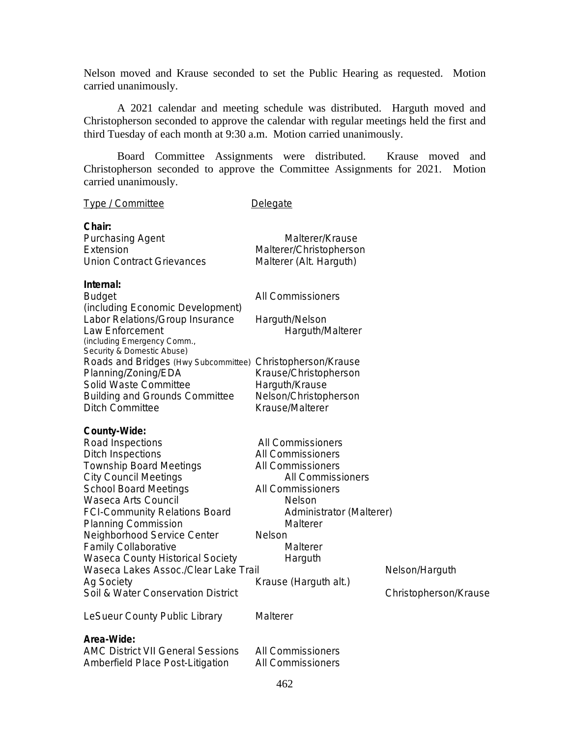Nelson moved and Krause seconded to set the Public Hearing as requested. Motion carried unanimously.

A 2021 calendar and meeting schedule was distributed. Harguth moved and Christopherson seconded to approve the calendar with regular meetings held the first and third Tuesday of each month at 9:30 a.m. Motion carried unanimously.

Board Committee Assignments were distributed. Krause moved and Christopherson seconded to approve the Committee Assignments for 2021. Motion carried unanimously.

| Type / Committee | Delegate |
|---|---|
| **Chair:** | |
| Purchasing Agent | Malterer/Krause |
| Extension | Malterer/Christopherson |
| Union Contract Grievances | Malterer (Alt. Harguth) |
| **Internal:** | |
| Budget (including Economic Development) | All Commissioners |
| Labor Relations/Group Insurance | Harguth/Nelson |
| Law Enforcement (including Emergency Comm., Security & Domestic Abuse) | Harguth/Malterer |
| Roads and Bridges (Hwy Subcommittee) | Christopherson/Krause |
| Planning/Zoning/EDA | Krause/Christopherson |
| Solid Waste Committee | Harguth/Krause |
| Building and Grounds Committee | Nelson/Christopherson |
| Ditch Committee | Krause/Malterer |
| **County-Wide:** | |
| Road Inspections | All Commissioners |
| Ditch Inspections | All Commissioners |
| Township Board Meetings | All Commissioners |
| City Council Meetings | All Commissioners |
| School Board Meetings | All Commissioners |
| Waseca Arts Council | Nelson |
| FCI-Community Relations Board | Administrator (Malterer) |
| Planning Commission | Malterer |
| Neighborhood Service Center | Nelson |
| Family Collaborative | Malterer |
| Waseca County Historical Society | Harguth |
| Waseca Lakes Assoc./Clear Lake Trail | Nelson/Harguth |
| Ag Society | Krause (Harguth alt.) |
| Soil & Water Conservation District | Christopherson/Krause |
| LeSueur County Public Library | Malterer |
| **Area-Wide:** | |
| AMC District VII General Sessions | All Commissioners |
| Amberfield Place Post-Litigation | All Commissioners |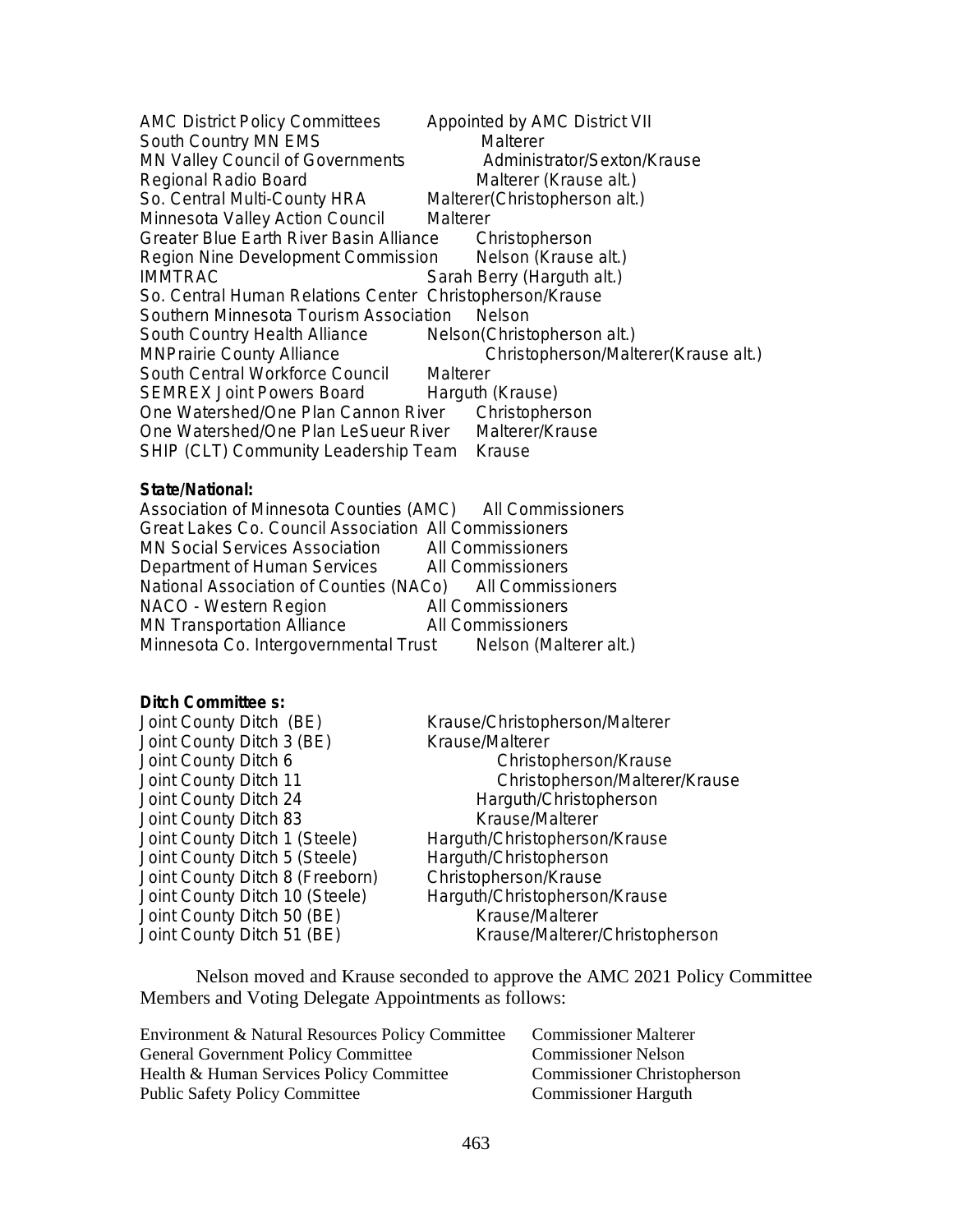| AMC District Policy Committees | Appointed by AMC District VII |
|---|---|
| South Country MN EMS | Malterer |
| MN Valley Council of Governments | Administrator/Sexton/Krause |
| Regional Radio Board | Malterer (Krause alt.) |
| So. Central Multi-County HRA | Malterer(Christopherson alt.) |
| Minnesota Valley Action Council | Malterer |
| Greater Blue Earth River Basin Alliance | Christopherson |
| Region Nine Development Commission | Nelson (Krause alt.) |
| IMMTRAC | Sarah Berry (Harguth alt.) |
| So. Central Human Relations Center | Christopherson/Krause |
| Southern Minnesota Tourism Association | Nelson |
| South Country Health Alliance | Nelson(Christopherson alt.) |
| MNPrairie County Alliance | Christopherson/Malterer(Krause alt.) |
| South Central Workforce Council | Malterer |
| SEMREX Joint Powers Board | Harguth (Krause) |
| One Watershed/One Plan Cannon River | Christopherson |
| One Watershed/One Plan LeSueur River | Malterer/Krause |
| SHIP (CLT) Community Leadership Team | Krause |

**State/National:**

| | |
|---|---|
| Association of Minnesota Counties (AMC) | All Commissioners |
| Great Lakes Co. Council Association | All Commissioners |
| MN Social Services Association | All Commissioners |
| Department of Human Services | All Commissioners |
| National Association of Counties (NACo) | All Commissioners |
| NACO - Western Region | All Commissioners |
| MN Transportation Alliance | All Commissioners |
| Minnesota Co. Intergovernmental Trust | Nelson (Malterer alt.) |

**Ditch Committee s:**

| | |
|---|---|
| Joint County Ditch (BE) | Krause/Christopherson/Malterer |
| Joint County Ditch 3 (BE) | Krause/Malterer |
| Joint County Ditch 6 | Christopherson/Krause |
| Joint County Ditch 11 | Christopherson/Malterer/Krause |
| Joint County Ditch 24 | Harguth/Christopherson |
| Joint County Ditch 83 | Krause/Malterer |
| Joint County Ditch 1 (Steele) | Harguth/Christopherson/Krause |
| Joint County Ditch 5 (Steele) | Harguth/Christopherson |
| Joint County Ditch 8 (Freeborn) | Christopherson/Krause |
| Joint County Ditch 10 (Steele) | Harguth/Christopherson/Krause |
| Joint County Ditch 50 (BE) | Krause/Malterer |
| Joint County Ditch 51 (BE) | Krause/Malterer/Christopherson |

Nelson moved and Krause seconded to approve the AMC 2021 Policy Committee Members and Voting Delegate Appointments as follows:

| | |
|---|---|
| Environment & Natural Resources Policy Committee | Commissioner Malterer |
| General Government Policy Committee | Commissioner Nelson |
| Health & Human Services Policy Committee | Commissioner Christopherson |
| Public Safety Policy Committee | Commissioner Harguth |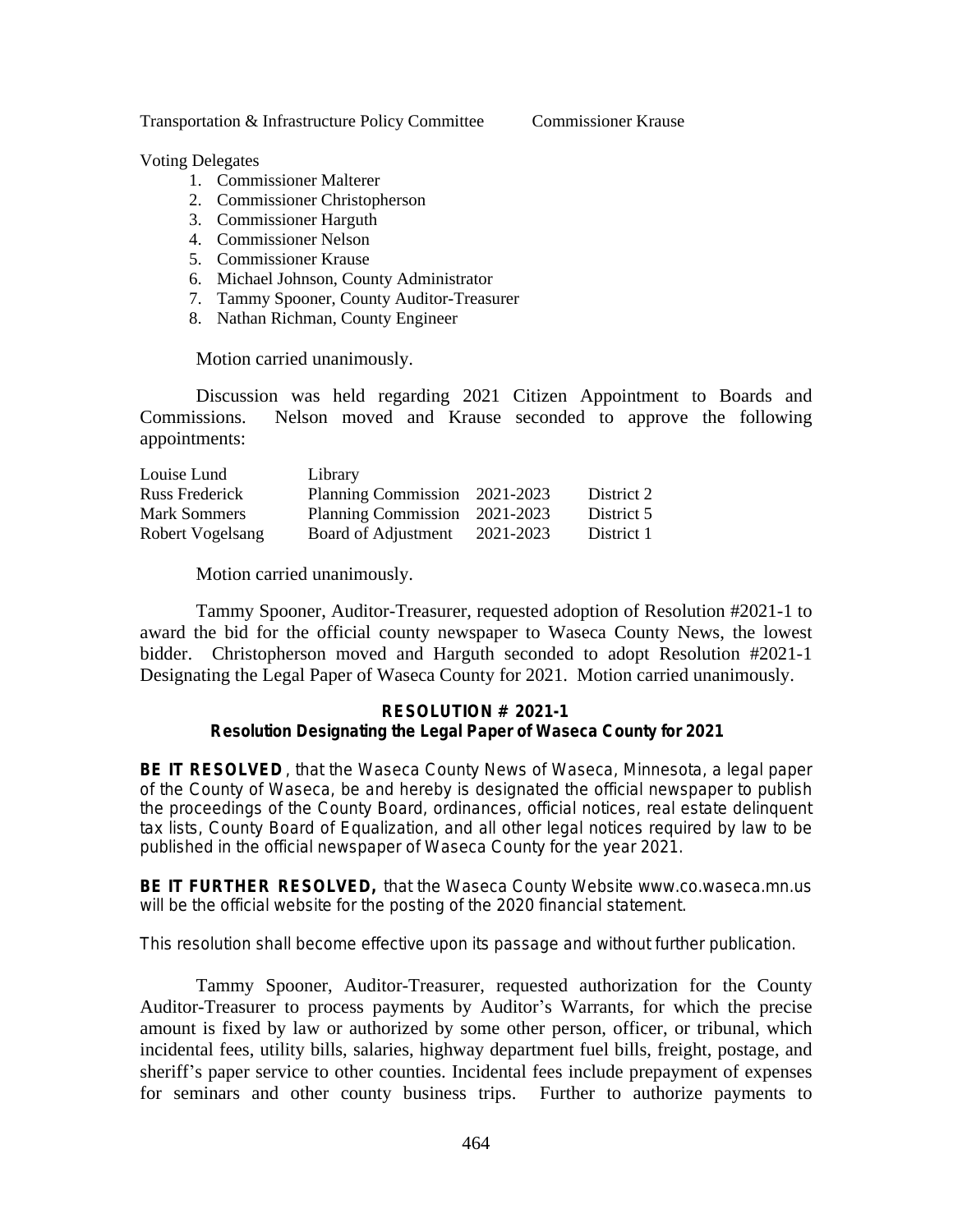Transportation & Infrastructure Policy Committee    Commissioner Krause

Voting Delegates

1. Commissioner Malterer
2. Commissioner Christopherson
3. Commissioner Harguth
4. Commissioner Nelson
5. Commissioner Krause
6. Michael Johnson, County Administrator
7. Tammy Spooner, County Auditor-Treasurer
8. Nathan Richman, County Engineer

Motion carried unanimously.

Discussion was held regarding 2021 Citizen Appointment to Boards and Commissions. Nelson moved and Krause seconded to approve the following appointments:

| | | | |
|---|---|---|---|
| Louise Lund | Library | | |
| Russ Frederick | Planning Commission | 2021-2023 | District 2 |
| Mark Sommers | Planning Commission | 2021-2023 | District 5 |
| Robert Vogelsang | Board of Adjustment | 2021-2023 | District 1 |

Motion carried unanimously.

Tammy Spooner, Auditor-Treasurer, requested adoption of Resolution #2021-1 to award the bid for the official county newspaper to Waseca County News, the lowest bidder. Christopherson moved and Harguth seconded to adopt Resolution #2021-1 Designating the Legal Paper of Waseca County for 2021. Motion carried unanimously.

**RESOLUTION # 2021-1**
**Resolution Designating the Legal Paper of Waseca County for 2021**

**BE IT RESOLVED**, that the Waseca County News of Waseca, Minnesota, a legal paper of the County of Waseca, be and hereby is designated the official newspaper to publish the proceedings of the County Board, ordinances, official notices, real estate delinquent tax lists, County Board of Equalization, and all other legal notices required by law to be published in the official newspaper of Waseca County for the year 2021.

**BE IT FURTHER RESOLVED,** that the Waseca County Website www.co.waseca.mn.us will be the official website for the posting of the 2020 financial statement.

This resolution shall become effective upon its passage and without further publication.

Tammy Spooner, Auditor-Treasurer, requested authorization for the County Auditor-Treasurer to process payments by Auditor's Warrants, for which the precise amount is fixed by law or authorized by some other person, officer, or tribunal, which incidental fees, utility bills, salaries, highway department fuel bills, freight, postage, and sheriff's paper service to other counties. Incidental fees include prepayment of expenses for seminars and other county business trips. Further to authorize payments to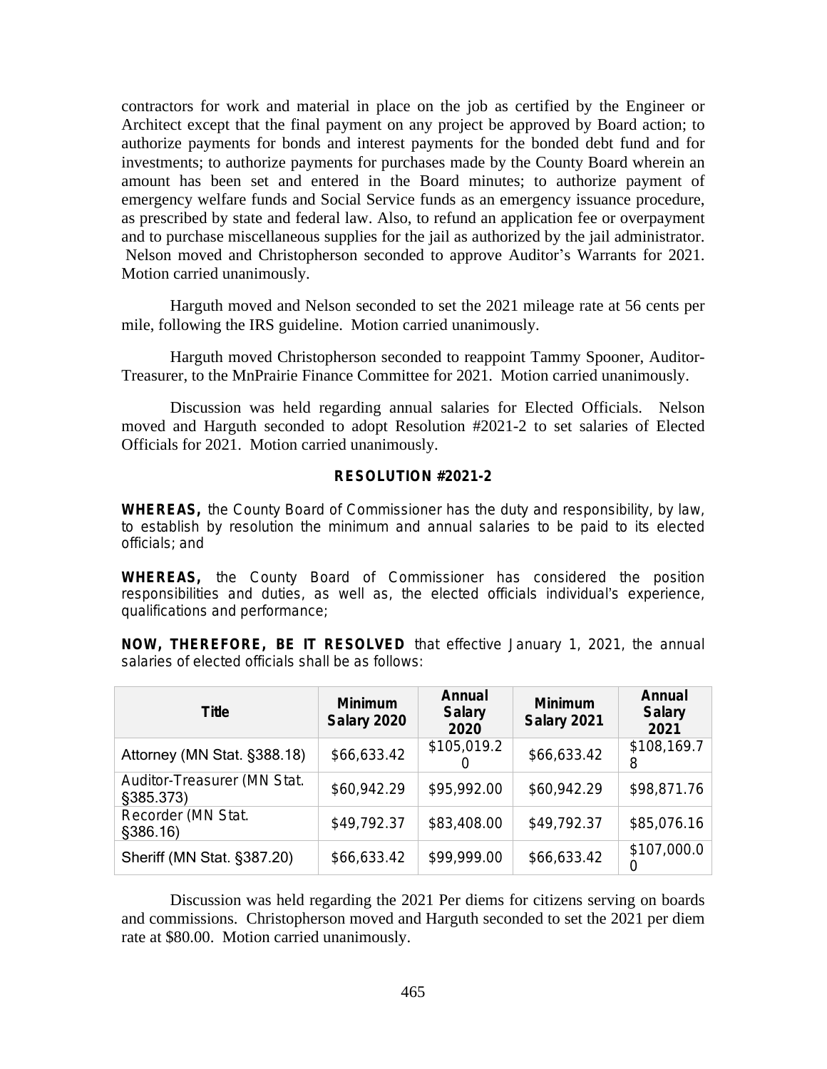contractors for work and material in place on the job as certified by the Engineer or Architect except that the final payment on any project be approved by Board action; to authorize payments for bonds and interest payments for the bonded debt fund and for investments; to authorize payments for purchases made by the County Board wherein an amount has been set and entered in the Board minutes; to authorize payment of emergency welfare funds and Social Service funds as an emergency issuance procedure, as prescribed by state and federal law. Also, to refund an application fee or overpayment and to purchase miscellaneous supplies for the jail as authorized by the jail administrator. Nelson moved and Christopherson seconded to approve Auditor's Warrants for 2021. Motion carried unanimously.

Harguth moved and Nelson seconded to set the 2021 mileage rate at 56 cents per mile, following the IRS guideline. Motion carried unanimously.

Harguth moved Christopherson seconded to reappoint Tammy Spooner, Auditor-Treasurer, to the MnPrairie Finance Committee for 2021. Motion carried unanimously.

Discussion was held regarding annual salaries for Elected Officials. Nelson moved and Harguth seconded to adopt Resolution #2021-2 to set salaries of Elected Officials for 2021. Motion carried unanimously.

**RESOLUTION #2021-2**

**WHEREAS,** the County Board of Commissioner has the duty and responsibility, by law, to establish by resolution the minimum and annual salaries to be paid to its elected officials; and

**WHEREAS,** the County Board of Commissioner has considered the position responsibilities and duties, as well as, the elected officials individual's experience, qualifications and performance;

**NOW, THEREFORE, BE IT RESOLVED** that effective January 1, 2021, the annual salaries of elected officials shall be as follows:

| Title | Minimum Salary 2020 | Annual Salary 2020 | Minimum Salary 2021 | Annual Salary 2021 |
|---|---|---|---|---|
| Attorney (MN Stat. §388.18) | $66,633.42 | $105,019.20 | $66,633.42 | $108,169.78 |
| Auditor-Treasurer (MN Stat. §385.373) | $60,942.29 | $95,992.00 | $60,942.29 | $98,871.76 |
| Recorder (MN Stat. §386.16) | $49,792.37 | $83,408.00 | $49,792.37 | $85,076.16 |
| Sheriff (MN Stat. §387.20) | $66,633.42 | $99,999.00 | $66,633.42 | $107,000.00 |

Discussion was held regarding the 2021 Per diems for citizens serving on boards and commissions. Christopherson moved and Harguth seconded to set the 2021 per diem rate at $80.00. Motion carried unanimously.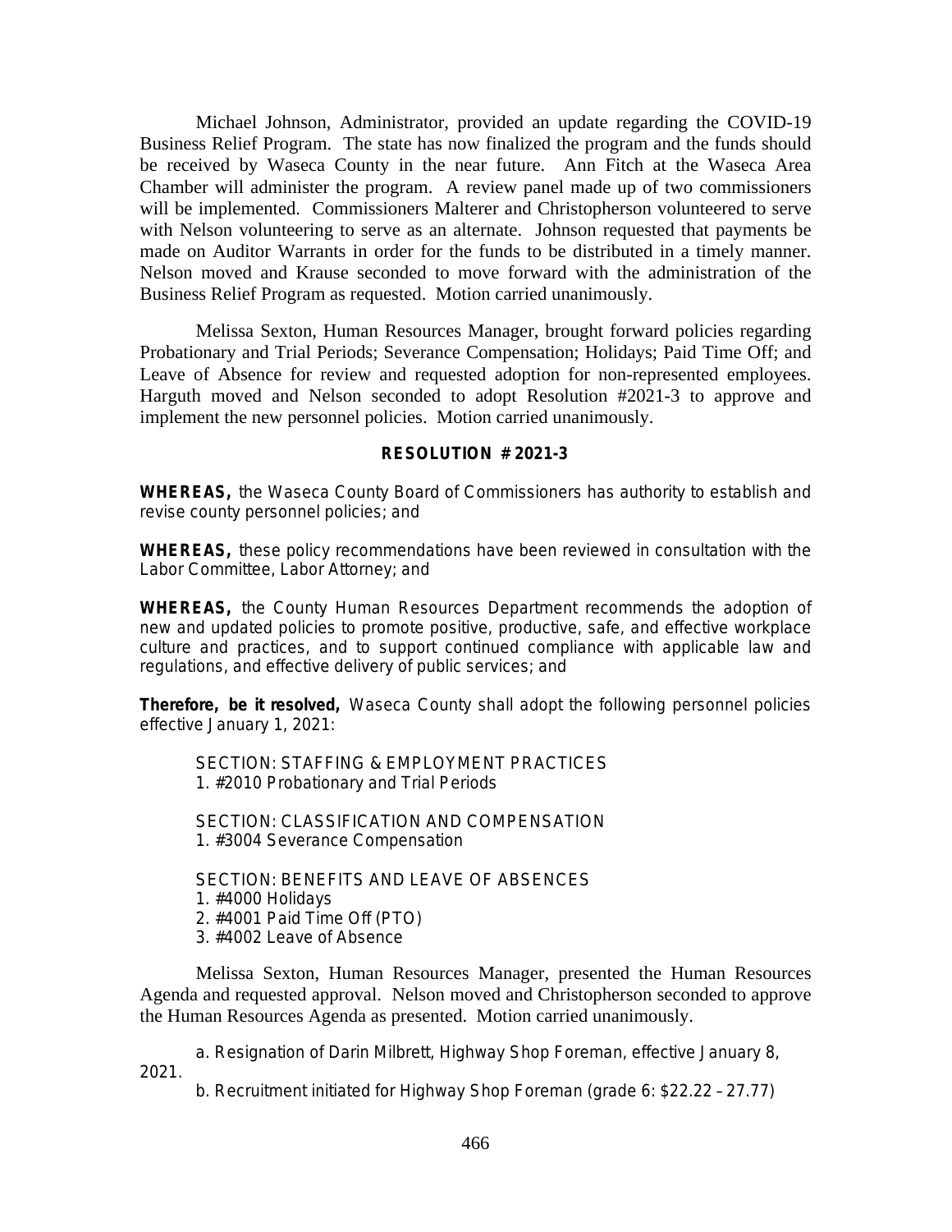Michael Johnson, Administrator, provided an update regarding the COVID-19 Business Relief Program. The state has now finalized the program and the funds should be received by Waseca County in the near future. Ann Fitch at the Waseca Area Chamber will administer the program. A review panel made up of two commissioners will be implemented. Commissioners Malterer and Christopherson volunteered to serve with Nelson volunteering to serve as an alternate. Johnson requested that payments be made on Auditor Warrants in order for the funds to be distributed in a timely manner. Nelson moved and Krause seconded to move forward with the administration of the Business Relief Program as requested. Motion carried unanimously.

Melissa Sexton, Human Resources Manager, brought forward policies regarding Probationary and Trial Periods; Severance Compensation; Holidays; Paid Time Off; and Leave of Absence for review and requested adoption for non-represented employees. Harguth moved and Nelson seconded to adopt Resolution #2021-3 to approve and implement the new personnel policies. Motion carried unanimously.

**RESOLUTION # 2021-3**

**WHEREAS,** the Waseca County Board of Commissioners has authority to establish and revise county personnel policies; and

**WHEREAS,** these policy recommendations have been reviewed in consultation with the Labor Committee, Labor Attorney; and

**WHEREAS,** the County Human Resources Department recommends the adoption of new and updated policies to promote positive, productive, safe, and effective workplace culture and practices, and to support continued compliance with applicable law and regulations, and effective delivery of public services; and

**Therefore, be it resolved,** Waseca County shall adopt the following personnel policies effective January 1, 2021:

SECTION: STAFFING & EMPLOYMENT PRACTICES
1. #2010 Probationary and Trial Periods

SECTION: CLASSIFICATION AND COMPENSATION
1. #3004 Severance Compensation

SECTION: BENEFITS AND LEAVE OF ABSENCES
1. #4000 Holidays
2. #4001 Paid Time Off (PTO)
3. #4002 Leave of Absence

Melissa Sexton, Human Resources Manager, presented the Human Resources Agenda and requested approval. Nelson moved and Christopherson seconded to approve the Human Resources Agenda as presented. Motion carried unanimously.

a. Resignation of Darin Milbrett, Highway Shop Foreman, effective January 8, 2021.

b. Recruitment initiated for Highway Shop Foreman (grade 6: $22.22 – 27.77)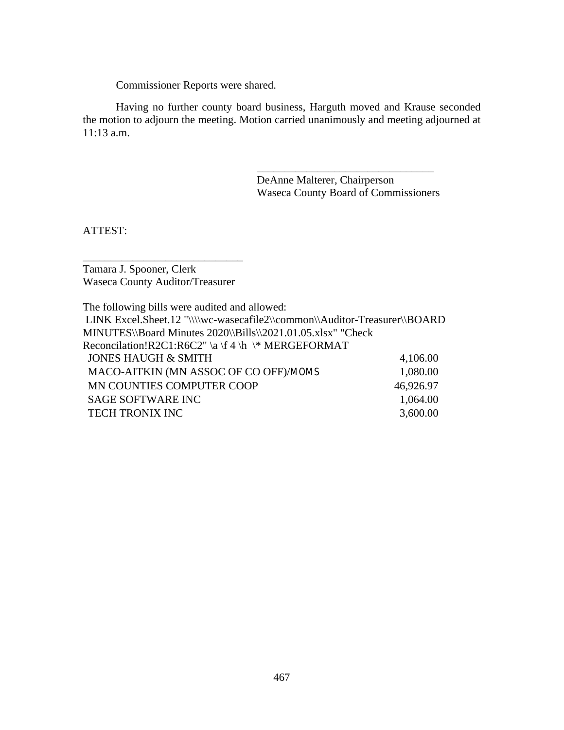Commissioner Reports were shared.

Having no further county board business, Harguth moved and Krause seconded the motion to adjourn the meeting. Motion carried unanimously and meeting adjourned at 11:13 a.m.

\_\_\_\_\_\_\_\_\_\_\_\_\_\_\_\_\_\_\_\_\_\_\_\_\_\_\_\_\_\_\_\_
DeAnne Malterer, Chairperson
Waseca County Board of Commissioners

ATTEST:

\_\_\_\_\_\_\_\_\_\_\_\_\_\_\_\_\_\_\_\_\_\_\_\_\_\_\_\_\_\_
Tamara J. Spooner, Clerk
Waseca County Auditor/Treasurer

The following bills were audited and allowed:
LINK Excel.Sheet.12 "\\\\wc-wasecafile2\\common\\Auditor-Treasurer\\BOARD MINUTES\\Board Minutes 2020\\Bills\\2021.01.05.xlsx" "Check Reconcilation!R2C1:R6C2" \a \f 4 \h \* MERGEFORMAT

| | |
|---|---|
| JONES HAUGH & SMITH | 4,106.00 |
| MACO-AITKIN (MN ASSOC OF CO OFF)/MOMS | 1,080.00 |
| MN COUNTIES COMPUTER COOP | 46,926.97 |
| SAGE SOFTWARE INC | 1,064.00 |
| TECH TRONIX INC | 3,600.00 |